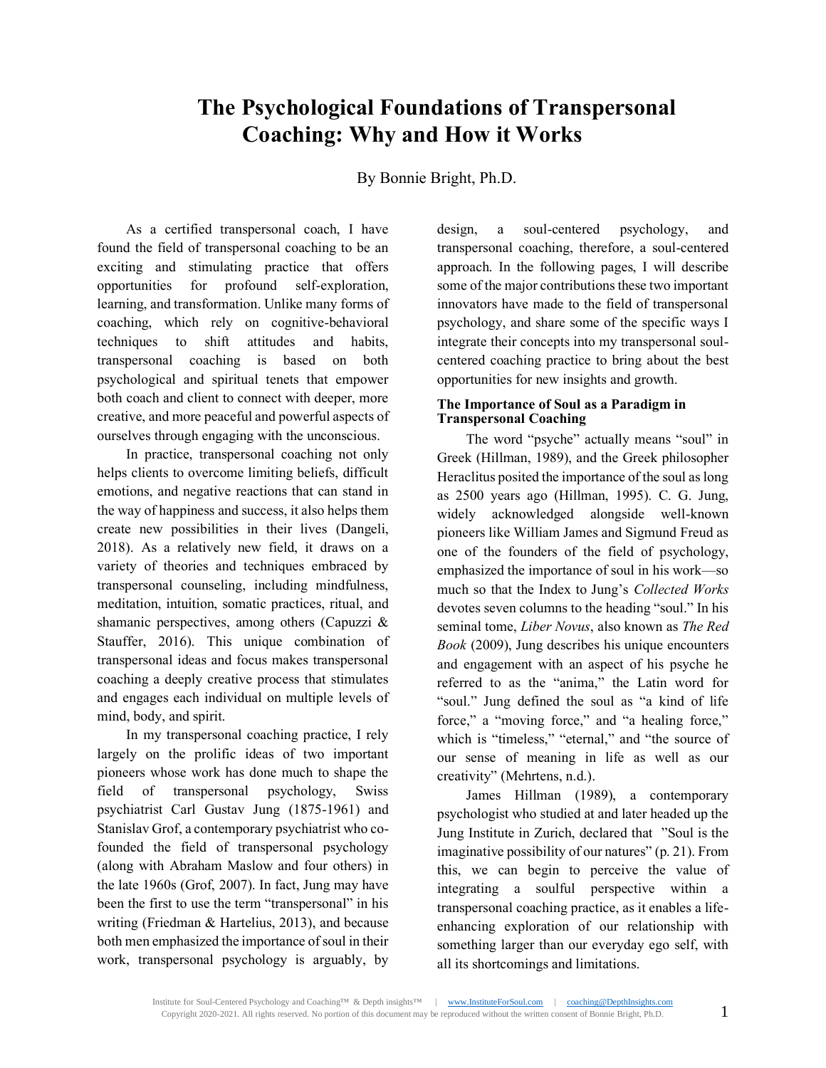# The Psychological Foundations of Transpersonal Coaching: Why and How it Works

By Bonnie Bright, Ph.D.

As a certified transpersonal coach, I have found the field of transpersonal coaching to be an exciting and stimulating practice that offers opportunities for profound self-exploration, learning, and transformation. Unlike many forms of coaching, which rely on cognitive-behavioral techniques to shift attitudes and habits, transpersonal coaching is based on both psychological and spiritual tenets that empower both coach and client to connect with deeper, more creative, and more peaceful and powerful aspects of ourselves through engaging with the unconscious.

In practice, transpersonal coaching not only helps clients to overcome limiting beliefs, difficult emotions, and negative reactions that can stand in the way of happiness and success, it also helps them create new possibilities in their lives (Dangeli, 2018). As a relatively new field, it draws on a variety of theories and techniques embraced by transpersonal counseling, including mindfulness, meditation, intuition, somatic practices, ritual, and shamanic perspectives, among others (Capuzzi & Stauffer, 2016). This unique combination of transpersonal ideas and focus makes transpersonal coaching a deeply creative process that stimulates and engages each individual on multiple levels of mind, body, and spirit.

In my transpersonal coaching practice, I rely largely on the prolific ideas of two important pioneers whose work has done much to shape the field of transpersonal psychology, Swiss psychiatrist Carl Gustav Jung (1875-1961) and Stanislav Grof, a contemporary psychiatrist who co-founded the field of transpersonal psychology (along with Abraham Maslow and four others) in the late 1960s (Grof, 2007). In fact, Jung may have been the first to use the term "transpersonal" in his writing (Friedman & Hartelius, 2013), and because both men emphasized the importance of soul in their work, transpersonal psychology is arguably, by design, a soul-centered psychology, and transpersonal coaching, therefore, a soul-centered approach. In the following pages, I will describe some of the major contributions these two important innovators have made to the field of transpersonal psychology, and share some of the specific ways I integrate their concepts into my transpersonal soul-centered coaching practice to bring about the best opportunities for new insights and growth.

### The Importance of Soul as a Paradigm in Transpersonal Coaching

The word "psyche" actually means "soul" in Greek (Hillman, 1989), and the Greek philosopher Heraclitus posited the importance of the soul as long as 2500 years ago (Hillman, 1995). C. G. Jung, widely acknowledged alongside well-known pioneers like William James and Sigmund Freud as one of the founders of the field of psychology, emphasized the importance of soul in his work—so much so that the Index to Jung's *Collected Works* devotes seven columns to the heading "soul." In his seminal tome, *Liber Novus*, also known as *The Red Book* (2009), Jung describes his unique encounters and engagement with an aspect of his psyche he referred to as the "anima," the Latin word for "soul." Jung defined the soul as "a kind of life force," a "moving force," and "a healing force," which is "timeless," "eternal," and "the source of our sense of meaning in life as well as our creativity" (Mehrtens, n.d.).

James Hillman (1989), a contemporary psychologist who studied at and later headed up the Jung Institute in Zurich, declared that "Soul is the imaginative possibility of our natures" (p. 21). From this, we can begin to perceive the value of integrating a soulful perspective within a transpersonal coaching practice, as it enables a life-enhancing exploration of our relationship with something larger than our everyday ego self, with all its shortcomings and limitations.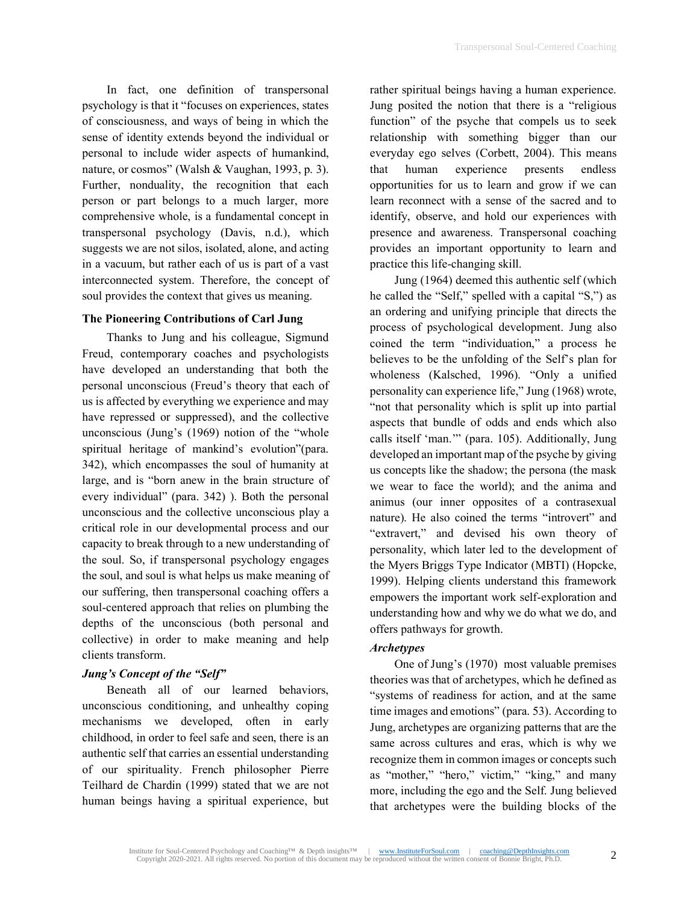In fact, one definition of transpersonal psychology is that it "focuses on experiences, states of consciousness, and ways of being in which the sense of identity extends beyond the individual or personal to include wider aspects of humankind, nature, or cosmos" (Walsh & Vaughan, 1993, p. 3). Further, nonduality, the recognition that each person or part belongs to a much larger, more comprehensive whole, is a fundamental concept in transpersonal psychology (Davis, n.d.), which suggests we are not silos, isolated, alone, and acting in a vacuum, but rather each of us is part of a vast interconnected system. Therefore, the concept of soul provides the context that gives us meaning.

**The Pioneering Contributions of Carl Jung**

Thanks to Jung and his colleague, Sigmund Freud, contemporary coaches and psychologists have developed an understanding that both the personal unconscious (Freud's theory that each of us is affected by everything we experience and may have repressed or suppressed), and the collective unconscious (Jung's (1969) notion of the "whole spiritual heritage of mankind's evolution"(para. 342), which encompasses the soul of humanity at large, and is "born anew in the brain structure of every individual" (para. 342) ). Both the personal unconscious and the collective unconscious play a critical role in our developmental process and our capacity to break through to a new understanding of the soul. So, if transpersonal psychology engages the soul, and soul is what helps us make meaning of our suffering, then transpersonal coaching offers a soul-centered approach that relies on plumbing the depths of the unconscious (both personal and collective) in order to make meaning and help clients transform.

***Jung's Concept of the "Self"***

Beneath all of our learned behaviors, unconscious conditioning, and unhealthy coping mechanisms we developed, often in early childhood, in order to feel safe and seen, there is an authentic self that carries an essential understanding of our spirituality. French philosopher Pierre Teilhard de Chardin (1999) stated that we are not human beings having a spiritual experience, but rather spiritual beings having a human experience. Jung posited the notion that there is a "religious function" of the psyche that compels us to seek relationship with something bigger than our everyday ego selves (Corbett, 2004). This means that human experience presents endless opportunities for us to learn and grow if we can learn reconnect with a sense of the sacred and to identify, observe, and hold our experiences with presence and awareness. Transpersonal coaching provides an important opportunity to learn and practice this life-changing skill.

Jung (1964) deemed this authentic self (which he called the "Self," spelled with a capital "S,") as an ordering and unifying principle that directs the process of psychological development. Jung also coined the term "individuation," a process he believes to be the unfolding of the Self's plan for wholeness (Kalsched, 1996). "Only a unified personality can experience life," Jung (1968) wrote, "not that personality which is split up into partial aspects that bundle of odds and ends which also calls itself 'man.'" (para. 105). Additionally, Jung developed an important map of the psyche by giving us concepts like the shadow; the persona (the mask we wear to face the world); and the anima and animus (our inner opposites of a contrasexual nature). He also coined the terms "introvert" and "extravert," and devised his own theory of personality, which later led to the development of the Myers Briggs Type Indicator (MBTI) (Hopcke, 1999). Helping clients understand this framework empowers the important work self-exploration and understanding how and why we do what we do, and offers pathways for growth.

***Archetypes***

One of Jung's (1970) most valuable premises theories was that of archetypes, which he defined as "systems of readiness for action, and at the same time images and emotions" (para. 53). According to Jung, archetypes are organizing patterns that are the same across cultures and eras, which is why we recognize them in common images or concepts such as "mother," "hero," victim," "king," and many more, including the ego and the Self. Jung believed that archetypes were the building blocks of the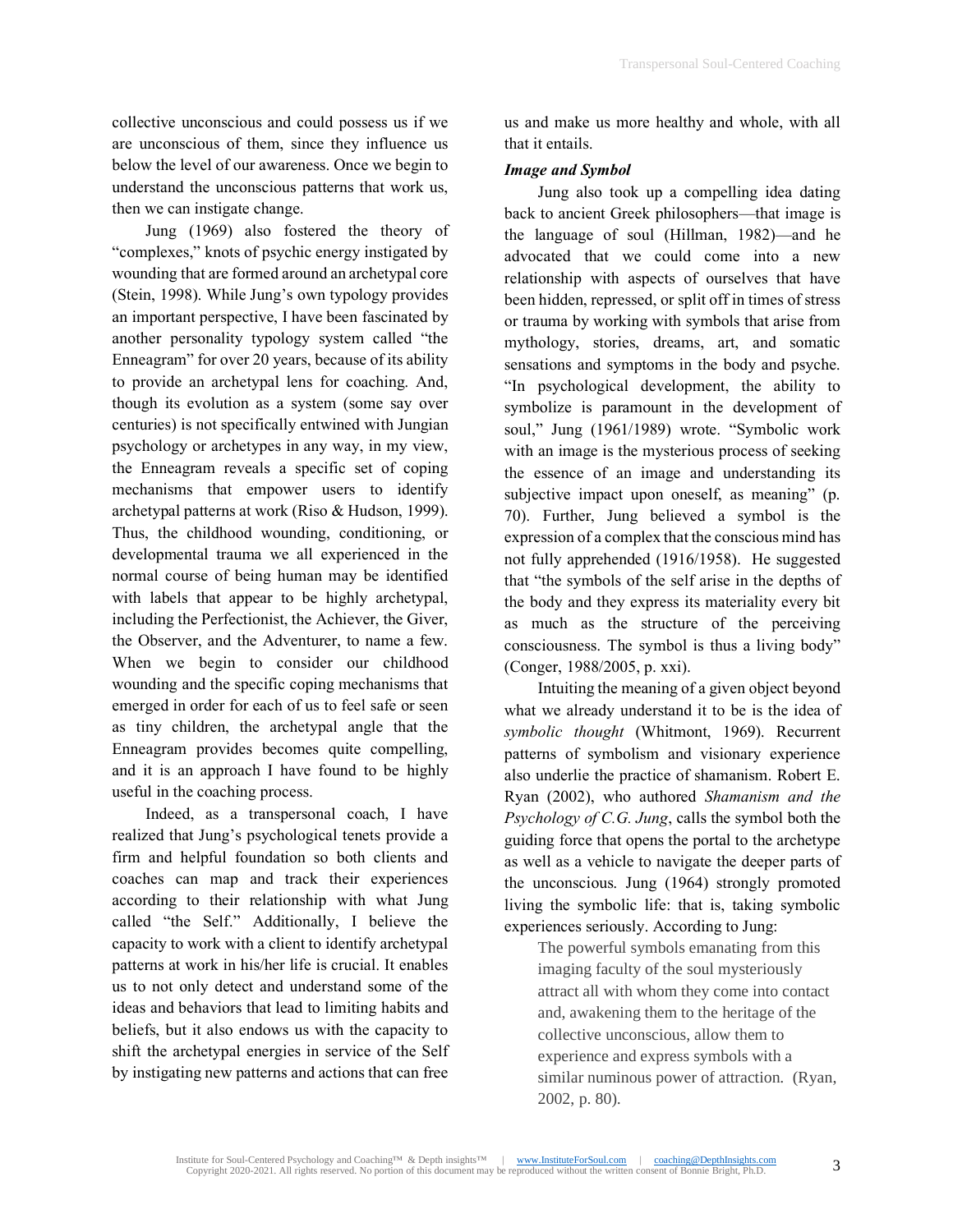collective unconscious and could possess us if we are unconscious of them, since they influence us below the level of our awareness. Once we begin to understand the unconscious patterns that work us, then we can instigate change.

Jung (1969) also fostered the theory of "complexes," knots of psychic energy instigated by wounding that are formed around an archetypal core (Stein, 1998). While Jung's own typology provides an important perspective, I have been fascinated by another personality typology system called "the Enneagram" for over 20 years, because of its ability to provide an archetypal lens for coaching. And, though its evolution as a system (some say over centuries) is not specifically entwined with Jungian psychology or archetypes in any way, in my view, the Enneagram reveals a specific set of coping mechanisms that empower users to identify archetypal patterns at work (Riso & Hudson, 1999). Thus, the childhood wounding, conditioning, or developmental trauma we all experienced in the normal course of being human may be identified with labels that appear to be highly archetypal, including the Perfectionist, the Achiever, the Giver, the Observer, and the Adventurer, to name a few. When we begin to consider our childhood wounding and the specific coping mechanisms that emerged in order for each of us to feel safe or seen as tiny children, the archetypal angle that the Enneagram provides becomes quite compelling, and it is an approach I have found to be highly useful in the coaching process.

Indeed, as a transpersonal coach, I have realized that Jung's psychological tenets provide a firm and helpful foundation so both clients and coaches can map and track their experiences according to their relationship with what Jung called "the Self." Additionally, I believe the capacity to work with a client to identify archetypal patterns at work in his/her life is crucial. It enables us to not only detect and understand some of the ideas and behaviors that lead to limiting habits and beliefs, but it also endows us with the capacity to shift the archetypal energies in service of the Self by instigating new patterns and actions that can free us and make us more healthy and whole, with all that it entails.

***Image and Symbol***

Jung also took up a compelling idea dating back to ancient Greek philosophers—that image is the language of soul (Hillman, 1982)—and he advocated that we could come into a new relationship with aspects of ourselves that have been hidden, repressed, or split off in times of stress or trauma by working with symbols that arise from mythology, stories, dreams, art, and somatic sensations and symptoms in the body and psyche. "In psychological development, the ability to symbolize is paramount in the development of soul," Jung (1961/1989) wrote. "Symbolic work with an image is the mysterious process of seeking the essence of an image and understanding its subjective impact upon oneself, as meaning" (p. 70). Further, Jung believed a symbol is the expression of a complex that the conscious mind has not fully apprehended (1916/1958). He suggested that "the symbols of the self arise in the depths of the body and they express its materiality every bit as much as the structure of the perceiving consciousness. The symbol is thus a living body" (Conger, 1988/2005, p. xxi).

Intuiting the meaning of a given object beyond what we already understand it to be is the idea of *symbolic thought* (Whitmont, 1969). Recurrent patterns of symbolism and visionary experience also underlie the practice of shamanism. Robert E. Ryan (2002), who authored *Shamanism and the Psychology of C.G. Jung*, calls the symbol both the guiding force that opens the portal to the archetype as well as a vehicle to navigate the deeper parts of the unconscious. Jung (1964) strongly promoted living the symbolic life: that is, taking symbolic experiences seriously. According to Jung:

> The powerful symbols emanating from this imaging faculty of the soul mysteriously attract all with whom they come into contact and, awakening them to the heritage of the collective unconscious, allow them to experience and express symbols with a similar numinous power of attraction. (Ryan, 2002, p. 80).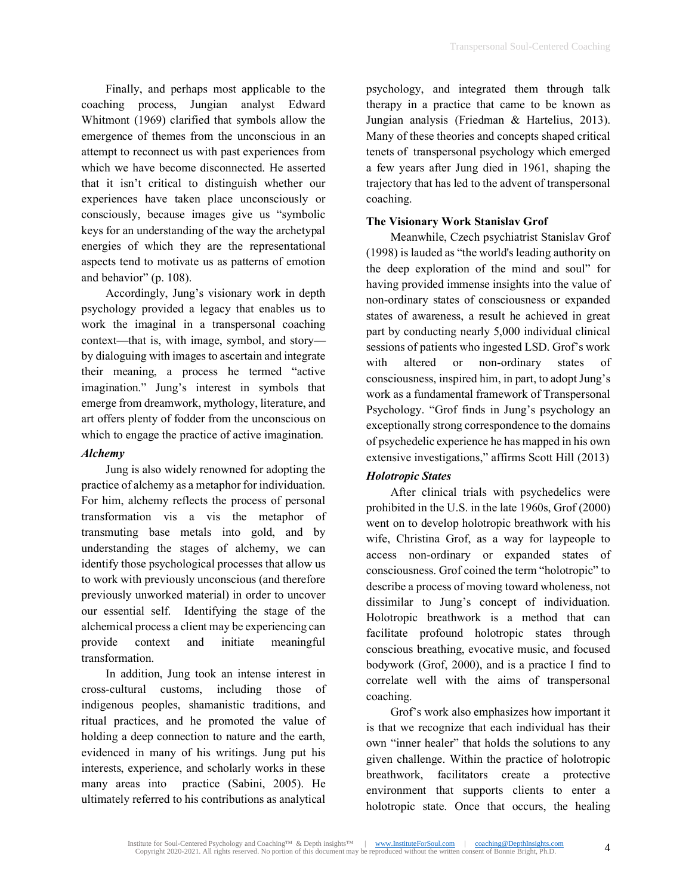Finally, and perhaps most applicable to the coaching process, Jungian analyst Edward Whitmont (1969) clarified that symbols allow the emergence of themes from the unconscious in an attempt to reconnect us with past experiences from which we have become disconnected. He asserted that it isn't critical to distinguish whether our experiences have taken place unconsciously or consciously, because images give us "symbolic keys for an understanding of the way the archetypal energies of which they are the representational aspects tend to motivate us as patterns of emotion and behavior" (p. 108).

Accordingly, Jung's visionary work in depth psychology provided a legacy that enables us to work the imaginal in a transpersonal coaching context—that is, with image, symbol, and story—by dialoguing with images to ascertain and integrate their meaning, a process he termed "active imagination." Jung's interest in symbols that emerge from dreamwork, mythology, literature, and art offers plenty of fodder from the unconscious on which to engage the practice of active imagination.

### *Alchemy*

Jung is also widely renowned for adopting the practice of alchemy as a metaphor for individuation. For him, alchemy reflects the process of personal transformation vis a vis the metaphor of transmuting base metals into gold, and by understanding the stages of alchemy, we can identify those psychological processes that allow us to work with previously unconscious (and therefore previously unworked material) in order to uncover our essential self. Identifying the stage of the alchemical process a client may be experiencing can provide context and initiate meaningful transformation.

In addition, Jung took an intense interest in cross-cultural customs, including those of indigenous peoples, shamanistic traditions, and ritual practices, and he promoted the value of holding a deep connection to nature and the earth, evidenced in many of his writings. Jung put his interests, experience, and scholarly works in these many areas into practice (Sabini, 2005). He ultimately referred to his contributions as analytical psychology, and integrated them through talk therapy in a practice that came to be known as Jungian analysis (Friedman & Hartelius, 2013). Many of these theories and concepts shaped critical tenets of transpersonal psychology which emerged a few years after Jung died in 1961, shaping the trajectory that has led to the advent of transpersonal coaching.

## The Visionary Work Stanislav Grof

Meanwhile, Czech psychiatrist Stanislav Grof (1998) is lauded as "the world's leading authority on the deep exploration of the mind and soul" for having provided immense insights into the value of non-ordinary states of consciousness or expanded states of awareness, a result he achieved in great part by conducting nearly 5,000 individual clinical sessions of patients who ingested LSD. Grof's work with altered or non-ordinary states of consciousness, inspired him, in part, to adopt Jung's work as a fundamental framework of Transpersonal Psychology. "Grof finds in Jung's psychology an exceptionally strong correspondence to the domains of psychedelic experience he has mapped in his own extensive investigations," affirms Scott Hill (2013)

### *Holotropic States*

After clinical trials with psychedelics were prohibited in the U.S. in the late 1960s, Grof (2000) went on to develop holotropic breathwork with his wife, Christina Grof, as a way for laypeople to access non-ordinary or expanded states of consciousness. Grof coined the term "holotropic" to describe a process of moving toward wholeness, not dissimilar to Jung's concept of individuation. Holotropic breathwork is a method that can facilitate profound holotropic states through conscious breathing, evocative music, and focused bodywork (Grof, 2000), and is a practice I find to correlate well with the aims of transpersonal coaching.

Grof's work also emphasizes how important it is that we recognize that each individual has their own "inner healer" that holds the solutions to any given challenge. Within the practice of holotropic breathwork, facilitators create a protective environment that supports clients to enter a holotropic state. Once that occurs, the healing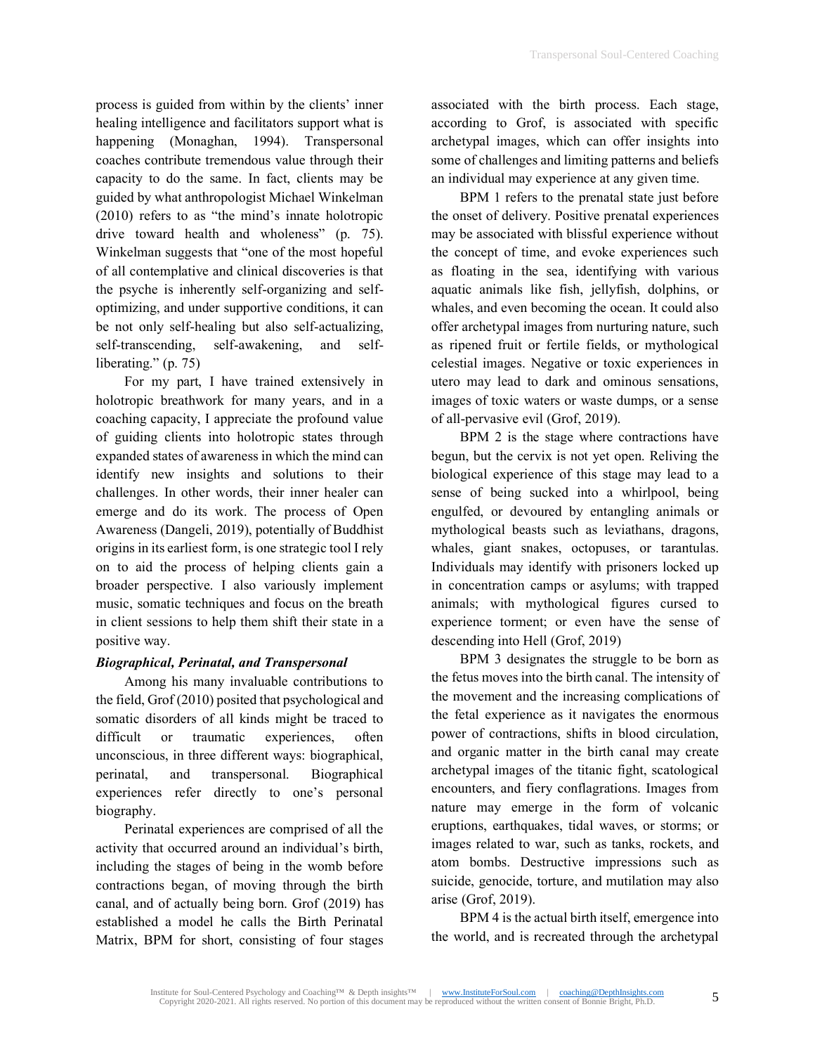process is guided from within by the clients' inner healing intelligence and facilitators support what is happening (Monaghan, 1994). Transpersonal coaches contribute tremendous value through their capacity to do the same. In fact, clients may be guided by what anthropologist Michael Winkelman (2010) refers to as "the mind's innate holotropic drive toward health and wholeness" (p. 75). Winkelman suggests that "one of the most hopeful of all contemplative and clinical discoveries is that the psyche is inherently self-organizing and self-optimizing, and under supportive conditions, it can be not only self-healing but also self-actualizing, self-transcending, self-awakening, and self-liberating." (p. 75)

For my part, I have trained extensively in holotropic breathwork for many years, and in a coaching capacity, I appreciate the profound value of guiding clients into holotropic states through expanded states of awareness in which the mind can identify new insights and solutions to their challenges. In other words, their inner healer can emerge and do its work. The process of Open Awareness (Dangeli, 2019), potentially of Buddhist origins in its earliest form, is one strategic tool I rely on to aid the process of helping clients gain a broader perspective. I also variously implement music, somatic techniques and focus on the breath in client sessions to help them shift their state in a positive way.

### *Biographical, Perinatal, and Transpersonal*

Among his many invaluable contributions to the field, Grof (2010) posited that psychological and somatic disorders of all kinds might be traced to difficult or traumatic experiences, often unconscious, in three different ways: biographical, perinatal, and transpersonal. Biographical experiences refer directly to one's personal biography.

Perinatal experiences are comprised of all the activity that occurred around an individual's birth, including the stages of being in the womb before contractions began, of moving through the birth canal, and of actually being born. Grof (2019) has established a model he calls the Birth Perinatal Matrix, BPM for short, consisting of four stages associated with the birth process. Each stage, according to Grof, is associated with specific archetypal images, which can offer insights into some of challenges and limiting patterns and beliefs an individual may experience at any given time.

BPM 1 refers to the prenatal state just before the onset of delivery. Positive prenatal experiences may be associated with blissful experience without the concept of time, and evoke experiences such as floating in the sea, identifying with various aquatic animals like fish, jellyfish, dolphins, or whales, and even becoming the ocean. It could also offer archetypal images from nurturing nature, such as ripened fruit or fertile fields, or mythological celestial images. Negative or toxic experiences in utero may lead to dark and ominous sensations, images of toxic waters or waste dumps, or a sense of all-pervasive evil (Grof, 2019).

BPM 2 is the stage where contractions have begun, but the cervix is not yet open. Reliving the biological experience of this stage may lead to a sense of being sucked into a whirlpool, being engulfed, or devoured by entangling animals or mythological beasts such as leviathans, dragons, whales, giant snakes, octopuses, or tarantulas. Individuals may identify with prisoners locked up in concentration camps or asylums; with trapped animals; with mythological figures cursed to experience torment; or even have the sense of descending into Hell (Grof, 2019)

BPM 3 designates the struggle to be born as the fetus moves into the birth canal. The intensity of the movement and the increasing complications of the fetal experience as it navigates the enormous power of contractions, shifts in blood circulation, and organic matter in the birth canal may create archetypal images of the titanic fight, scatological encounters, and fiery conflagrations. Images from nature may emerge in the form of volcanic eruptions, earthquakes, tidal waves, or storms; or images related to war, such as tanks, rockets, and atom bombs. Destructive impressions such as suicide, genocide, torture, and mutilation may also arise (Grof, 2019).

BPM 4 is the actual birth itself, emergence into the world, and is recreated through the archetypal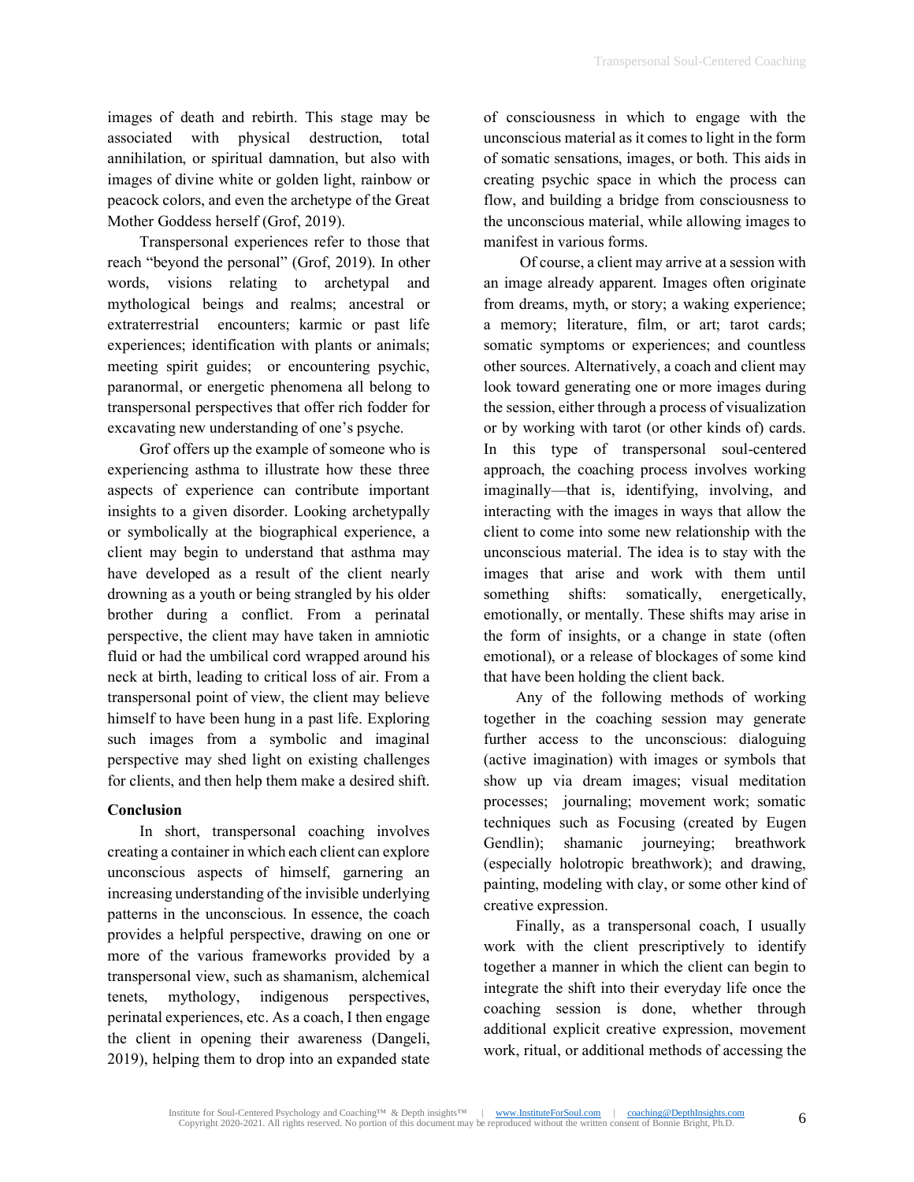images of death and rebirth. This stage may be associated with physical destruction, total annihilation, or spiritual damnation, but also with images of divine white or golden light, rainbow or peacock colors, and even the archetype of the Great Mother Goddess herself (Grof, 2019).

Transpersonal experiences refer to those that reach "beyond the personal" (Grof, 2019). In other words, visions relating to archetypal and mythological beings and realms; ancestral or extraterrestrial encounters; karmic or past life experiences; identification with plants or animals; meeting spirit guides; or encountering psychic, paranormal, or energetic phenomena all belong to transpersonal perspectives that offer rich fodder for excavating new understanding of one's psyche.

Grof offers up the example of someone who is experiencing asthma to illustrate how these three aspects of experience can contribute important insights to a given disorder. Looking archetypally or symbolically at the biographical experience, a client may begin to understand that asthma may have developed as a result of the client nearly drowning as a youth or being strangled by his older brother during a conflict. From a perinatal perspective, the client may have taken in amniotic fluid or had the umbilical cord wrapped around his neck at birth, leading to critical loss of air. From a transpersonal point of view, the client may believe himself to have been hung in a past life. Exploring such images from a symbolic and imaginal perspective may shed light on existing challenges for clients, and then help them make a desired shift.

## Conclusion

In short, transpersonal coaching involves creating a container in which each client can explore unconscious aspects of himself, garnering an increasing understanding of the invisible underlying patterns in the unconscious. In essence, the coach provides a helpful perspective, drawing on one or more of the various frameworks provided by a transpersonal view, such as shamanism, alchemical tenets, mythology, indigenous perspectives, perinatal experiences, etc. As a coach, I then engage the client in opening their awareness (Dangeli, 2019), helping them to drop into an expanded state of consciousness in which to engage with the unconscious material as it comes to light in the form of somatic sensations, images, or both. This aids in creating psychic space in which the process can flow, and building a bridge from consciousness to the unconscious material, while allowing images to manifest in various forms.

Of course, a client may arrive at a session with an image already apparent. Images often originate from dreams, myth, or story; a waking experience; a memory; literature, film, or art; tarot cards; somatic symptoms or experiences; and countless other sources. Alternatively, a coach and client may look toward generating one or more images during the session, either through a process of visualization or by working with tarot (or other kinds of) cards. In this type of transpersonal soul-centered approach, the coaching process involves working imaginally—that is, identifying, involving, and interacting with the images in ways that allow the client to come into some new relationship with the unconscious material. The idea is to stay with the images that arise and work with them until something shifts: somatically, energetically, emotionally, or mentally. These shifts may arise in the form of insights, or a change in state (often emotional), or a release of blockages of some kind that have been holding the client back.

Any of the following methods of working together in the coaching session may generate further access to the unconscious: dialoguing (active imagination) with images or symbols that show up via dream images; visual meditation processes; journaling; movement work; somatic techniques such as Focusing (created by Eugen Gendlin); shamanic journeying; breathwork (especially holotropic breathwork); and drawing, painting, modeling with clay, or some other kind of creative expression.

Finally, as a transpersonal coach, I usually work with the client prescriptively to identify together a manner in which the client can begin to integrate the shift into their everyday life once the coaching session is done, whether through additional explicit creative expression, movement work, ritual, or additional methods of accessing the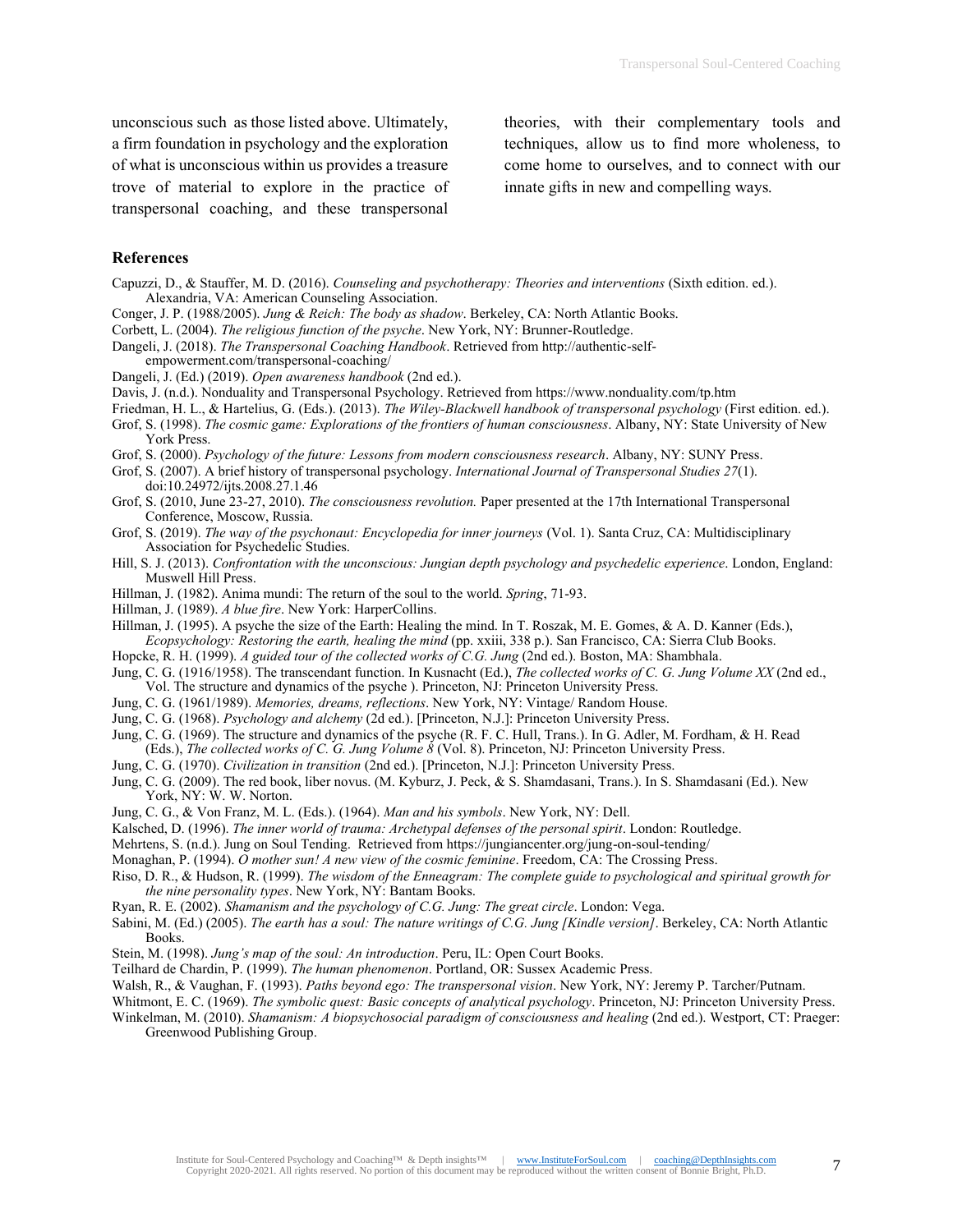unconscious such as those listed above. Ultimately, a firm foundation in psychology and the exploration of what is unconscious within us provides a treasure trove of material to explore in the practice of transpersonal coaching, and these transpersonal theories, with their complementary tools and techniques, allow us to find more wholeness, to come home to ourselves, and to connect with our innate gifts in new and compelling ways.

## References

Capuzzi, D., & Stauffer, M. D. (2016). *Counseling and psychotherapy: Theories and interventions* (Sixth edition. ed.). Alexandria, VA: American Counseling Association.

Conger, J. P. (1988/2005). *Jung & Reich: The body as shadow*. Berkeley, CA: North Atlantic Books.

Corbett, L. (2004). *The religious function of the psyche*. New York, NY: Brunner-Routledge.

Dangeli, J. (2018). *The Transpersonal Coaching Handbook*. Retrieved from http://authentic-self-empowerment.com/transpersonal-coaching/

Dangeli, J. (Ed.) (2019). *Open awareness handbook* (2nd ed.).

Davis, J. (n.d.). Nonduality and Transpersonal Psychology. Retrieved from https://www.nonduality.com/tp.htm

Friedman, H. L., & Hartelius, G. (Eds.). (2013). *The Wiley-Blackwell handbook of transpersonal psychology* (First edition. ed.).

Grof, S. (1998). *The cosmic game: Explorations of the frontiers of human consciousness*. Albany, NY: State University of New York Press.

Grof, S. (2000). *Psychology of the future: Lessons from modern consciousness research*. Albany, NY: SUNY Press.

Grof, S. (2007). A brief history of transpersonal psychology. *International Journal of Transpersonal Studies 27*(1). doi:10.24972/ijts.2008.27.1.46

Grof, S. (2010, June 23-27, 2010). *The consciousness revolution.* Paper presented at the 17th International Transpersonal Conference, Moscow, Russia.

Grof, S. (2019). *The way of the psychonaut: Encyclopedia for inner journeys* (Vol. 1). Santa Cruz, CA: Multidisciplinary Association for Psychedelic Studies.

Hill, S. J. (2013). *Confrontation with the unconscious: Jungian depth psychology and psychedelic experience*. London, England: Muswell Hill Press.

Hillman, J. (1982). Anima mundi: The return of the soul to the world. *Spring*, 71-93.

Hillman, J. (1989). *A blue fire*. New York: HarperCollins.

Hillman, J. (1995). A psyche the size of the Earth: Healing the mind. In T. Roszak, M. E. Gomes, & A. D. Kanner (Eds.), *Ecopsychology: Restoring the earth, healing the mind* (pp. xxiii, 338 p.). San Francisco, CA: Sierra Club Books.

Hopcke, R. H. (1999). *A guided tour of the collected works of C.G. Jung* (2nd ed.). Boston, MA: Shambhala.

Jung, C. G. (1916/1958). The transcendant function. In Kusnacht (Ed.), *The collected works of C. G. Jung Volume XX* (2nd ed., Vol. The structure and dynamics of the psyche ). Princeton, NJ: Princeton University Press.

Jung, C. G. (1961/1989). *Memories, dreams, reflections*. New York, NY: Vintage/ Random House.

Jung, C. G. (1968). *Psychology and alchemy* (2d ed.). [Princeton, N.J.]: Princeton University Press.

Jung, C. G. (1969). The structure and dynamics of the psyche (R. F. C. Hull, Trans.). In G. Adler, M. Fordham, & H. Read (Eds.), *The collected works of C. G. Jung Volume 8* (Vol. 8). Princeton, NJ: Princeton University Press.

Jung, C. G. (1970). *Civilization in transition* (2nd ed.). [Princeton, N.J.]: Princeton University Press.

Jung, C. G. (2009). The red book, liber novus. (M. Kyburz, J. Peck, & S. Shamdasani, Trans.). In S. Shamdasani (Ed.). New York, NY: W. W. Norton.

Jung, C. G., & Von Franz, M. L. (Eds.). (1964). *Man and his symbols*. New York, NY: Dell.

Kalsched, D. (1996). *The inner world of trauma: Archetypal defenses of the personal spirit*. London: Routledge.

Mehrtens, S. (n.d.). Jung on Soul Tending. Retrieved from https://jungiancenter.org/jung-on-soul-tending/

Monaghan, P. (1994). *O mother sun! A new view of the cosmic feminine*. Freedom, CA: The Crossing Press.

Riso, D. R., & Hudson, R. (1999). *The wisdom of the Enneagram: The complete guide to psychological and spiritual growth for the nine personality types*. New York, NY: Bantam Books.

Ryan, R. E. (2002). *Shamanism and the psychology of C.G. Jung: The great circle*. London: Vega.

Sabini, M. (Ed.) (2005). *The earth has a soul: The nature writings of C.G. Jung [Kindle version]*. Berkeley, CA: North Atlantic Books.

Stein, M. (1998). *Jung's map of the soul: An introduction*. Peru, IL: Open Court Books.

Teilhard de Chardin, P. (1999). *The human phenomenon*. Portland, OR: Sussex Academic Press.

Walsh, R., & Vaughan, F. (1993). *Paths beyond ego: The transpersonal vision*. New York, NY: Jeremy P. Tarcher/Putnam.

Whitmont, E. C. (1969). *The symbolic quest: Basic concepts of analytical psychology*. Princeton, NJ: Princeton University Press.

Winkelman, M. (2010). *Shamanism: A biopsychosocial paradigm of consciousness and healing* (2nd ed.). Westport, CT: Praeger: Greenwood Publishing Group.